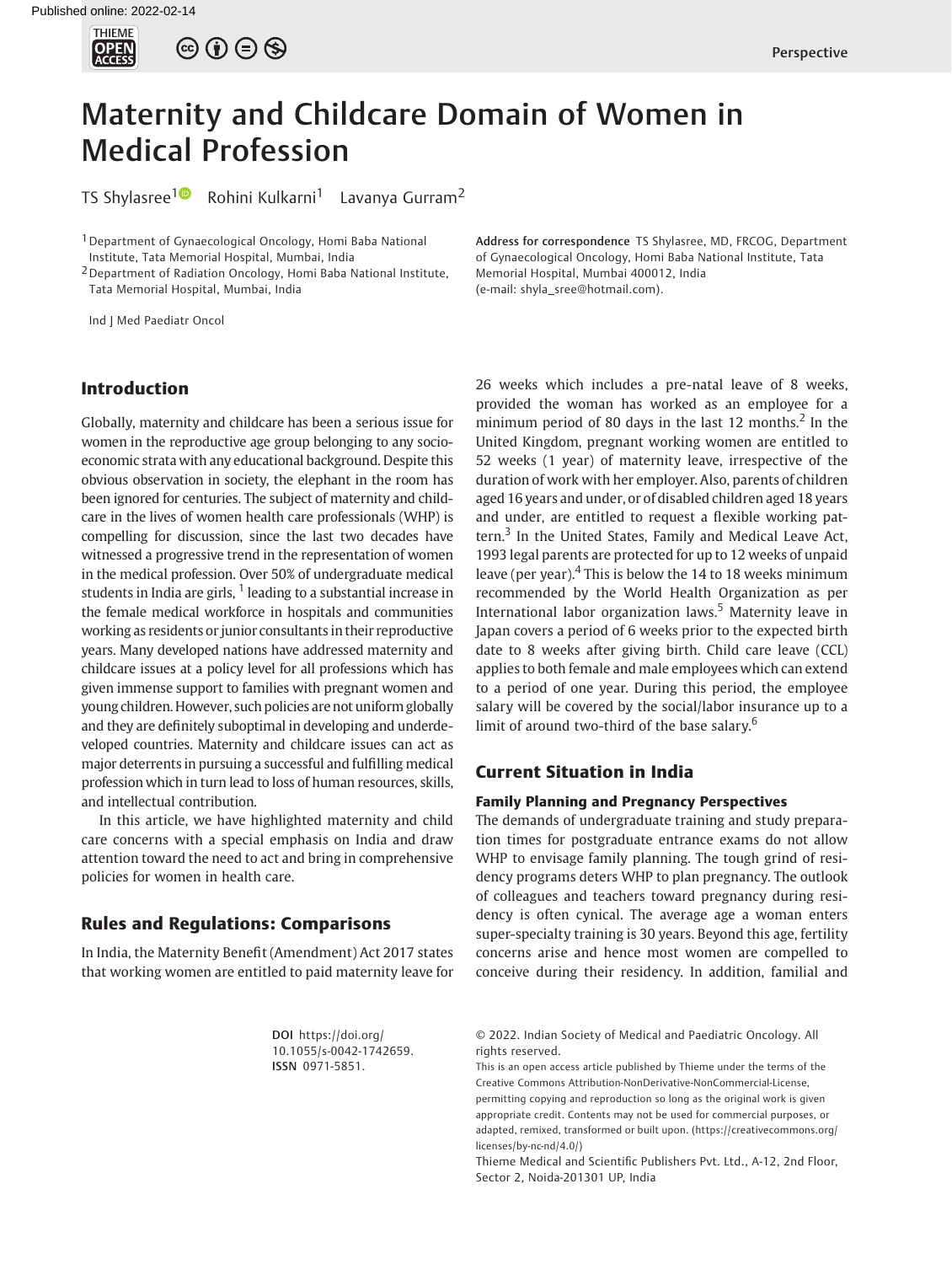Perspective

# Maternity and Childcare Domain of Women in Medical Profession

TS Shylasree[1] Rohini Kulkarni[1] Lavanya Gurram[2]

[1] Department of Gynaecological Oncology, Homi Baba National Institute, Tata Memorial Hospital, Mumbai, India

[2] Department of Radiation Oncology, Homi Baba National Institute, Tata Memorial Hospital, Mumbai, India

Address for correspondence TS Shylasree, MD, FRCOG, Department of Gynaecological Oncology, Homi Baba National Institute, Tata Memorial Hospital, Mumbai 400012, India (e-mail: shyla_sree@hotmail.com).

## Introduction

Globally, maternity and childcare has been a serious issue for women in the reproductive age group belonging to any socioeconomic strata with any educational background. Despite this obvious observation in society, the elephant in the room has been ignored for centuries. The subject of maternity and childcare in the lives of women health care professionals (WHP) is compelling for discussion, since the last two decades have witnessed a progressive trend in the representation of women in the medical profession. Over 50% of undergraduate medical students in India are girls, [1] leading to a substantial increase in the female medical workforce in hospitals and communities working as residents or junior consultants in their reproductive years. Many developed nations have addressed maternity and childcare issues at a policy level for all professions which has given immense support to families with pregnant women and young children. However, such policies are not uniform globally and they are definitely suboptimal in developing and underdeveloped countries. Maternity and childcare issues can act as major deterrents in pursuing a successful and fulfilling medical profession which in turn lead to loss of human resources, skills, and intellectual contribution.

In this article, we have highlighted maternity and child care concerns with a special emphasis on India and draw attention toward the need to act and bring in comprehensive policies for women in health care.

## Rules and Regulations: Comparisons

In India, the Maternity Benefit (Amendment) Act 2017 states that working women are entitled to paid maternity leave for 26 weeks which includes a pre-natal leave of 8 weeks, provided the woman has worked as an employee for a minimum period of 80 days in the last 12 months.[2] In the United Kingdom, pregnant working women are entitled to 52 weeks (1 year) of maternity leave, irrespective of the duration of work with her employer. Also, parents of children aged 16 years and under, or of disabled children aged 18 years and under, are entitled to request a flexible working pattern.[3] In the United States, Family and Medical Leave Act, 1993 legal parents are protected for up to 12 weeks of unpaid leave (per year).[4] This is below the 14 to 18 weeks minimum recommended by the World Health Organization as per International labor organization laws.[5] Maternity leave in Japan covers a period of 6 weeks prior to the expected birth date to 8 weeks after giving birth. Child care leave (CCL) applies to both female and male employees which can extend to a period of one year. During this period, the employee salary will be covered by the social/labor insurance up to a limit of around two-third of the base salary.[6]

## Current Situation in India

### Family Planning and Pregnancy Perspectives

The demands of undergraduate training and study preparation times for postgraduate entrance exams do not allow WHP to envisage family planning. The tough grind of residency programs deters WHP to plan pregnancy. The outlook of colleagues and teachers toward pregnancy during residency is often cynical. The average age a woman enters super-specialty training is 30 years. Beyond this age, fertility concerns arise and hence most women are compelled to conceive during their residency. In addition, familial and

DOI https://doi.org/10.1055/s-0042-1742659. ISSN 0971-5851.

© 2022. Indian Society of Medical and Paediatric Oncology. All rights reserved.

This is an open access article published by Thieme under the terms of the Creative Commons Attribution-NonDerivative-NonCommercial-License, permitting copying and reproduction so long as the original work is given appropriate credit. Contents may not be used for commercial purposes, or adapted, remixed, transformed or built upon. (https://creativecommons.org/licenses/by-nc-nd/4.0/)

Thieme Medical and Scientific Publishers Pvt. Ltd., A-12, 2nd Floor, Sector 2, Noida-201301 UP, India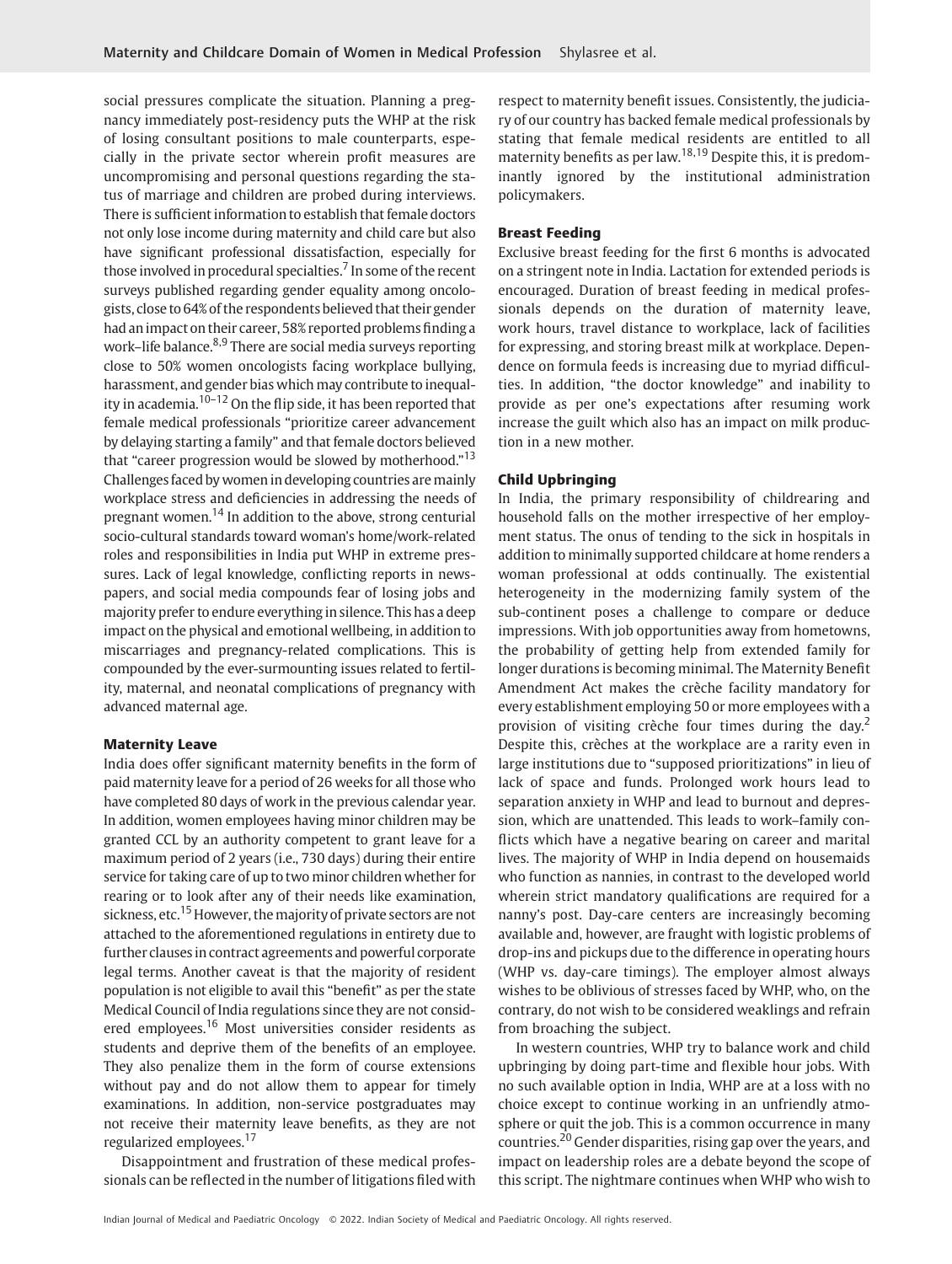social pressures complicate the situation. Planning a pregnancy immediately post-residency puts the WHP at the risk of losing consultant positions to male counterparts, especially in the private sector wherein profit measures are uncompromising and personal questions regarding the status of marriage and children are probed during interviews. There is sufficient information to establish that female doctors not only lose income during maternity and child care but also have significant professional dissatisfaction, especially for those involved in procedural specialties.[7] In some of the recent surveys published regarding gender equality among oncologists, close to 64% of the respondents believed that their gender had an impact on their career, 58% reported problems finding a work–life balance.[8,9] There are social media surveys reporting close to 50% women oncologists facing workplace bullying, harassment, and gender bias which may contribute to inequality in academia.[10–12] On the flip side, it has been reported that female medical professionals "prioritize career advancement by delaying starting a family" and that female doctors believed that "career progression would be slowed by motherhood."[13] Challenges faced by women in developing countries are mainly workplace stress and deficiencies in addressing the needs of pregnant women.[14] In addition to the above, strong centurial socio-cultural standards toward woman's home/work-related roles and responsibilities in India put WHP in extreme pressures. Lack of legal knowledge, conflicting reports in newspapers, and social media compounds fear of losing jobs and majority prefer to endure everything in silence. This has a deep impact on the physical and emotional wellbeing, in addition to miscarriages and pregnancy-related complications. This is compounded by the ever-surmounting issues related to fertility, maternal, and neonatal complications of pregnancy with advanced maternal age.

### Maternity Leave

India does offer significant maternity benefits in the form of paid maternity leave for a period of 26 weeks for all those who have completed 80 days of work in the previous calendar year. In addition, women employees having minor children may be granted CCL by an authority competent to grant leave for a maximum period of 2 years (i.e., 730 days) during their entire service for taking care of up to two minor children whether for rearing or to look after any of their needs like examination, sickness, etc.[15] However, the majority of private sectors are not attached to the aforementioned regulations in entirety due to further clauses in contract agreements and powerful corporate legal terms. Another caveat is that the majority of resident population is not eligible to avail this "benefit" as per the state Medical Council of India regulations since they are not considered employees.[16] Most universities consider residents as students and deprive them of the benefits of an employee. They also penalize them in the form of course extensions without pay and do not allow them to appear for timely examinations. In addition, non-service postgraduates may not receive their maternity leave benefits, as they are not regularized employees.[17]

Disappointment and frustration of these medical professionals can be reflected in the number of litigations filed with respect to maternity benefit issues. Consistently, the judiciary of our country has backed female medical professionals by stating that female medical residents are entitled to all maternity benefits as per law.[18,19] Despite this, it is predominantly ignored by the institutional administration policymakers.

### Breast Feeding

Exclusive breast feeding for the first 6 months is advocated on a stringent note in India. Lactation for extended periods is encouraged. Duration of breast feeding in medical professionals depends on the duration of maternity leave, work hours, travel distance to workplace, lack of facilities for expressing, and storing breast milk at workplace. Dependence on formula feeds is increasing due to myriad difficulties. In addition, "the doctor knowledge" and inability to provide as per one's expectations after resuming work increase the guilt which also has an impact on milk production in a new mother.

### Child Upbringing

In India, the primary responsibility of childrearing and household falls on the mother irrespective of her employment status. The onus of tending to the sick in hospitals in addition to minimally supported childcare at home renders a woman professional at odds continually. The existential heterogeneity in the modernizing family system of the sub-continent poses a challenge to compare or deduce impressions. With job opportunities away from hometowns, the probability of getting help from extended family for longer durations is becoming minimal. The Maternity Benefit Amendment Act makes the crèche facility mandatory for every establishment employing 50 or more employees with a provision of visiting crèche four times during the day.[2] Despite this, crèches at the workplace are a rarity even in large institutions due to "supposed prioritizations" in lieu of lack of space and funds. Prolonged work hours lead to separation anxiety in WHP and lead to burnout and depression, which are unattended. This leads to work–family conflicts which have a negative bearing on career and marital lives. The majority of WHP in India depend on housemaids who function as nannies, in contrast to the developed world wherein strict mandatory qualifications are required for a nanny's post. Day-care centers are increasingly becoming available and, however, are fraught with logistic problems of drop-ins and pickups due to the difference in operating hours (WHP vs. day-care timings). The employer almost always wishes to be oblivious of stresses faced by WHP, who, on the contrary, do not wish to be considered weaklings and refrain from broaching the subject.

In western countries, WHP try to balance work and child upbringing by doing part-time and flexible hour jobs. With no such available option in India, WHP are at a loss with no choice except to continue working in an unfriendly atmosphere or quit the job. This is a common occurrence in many countries.[20] Gender disparities, rising gap over the years, and impact on leadership roles are a debate beyond the scope of this script. The nightmare continues when WHP who wish to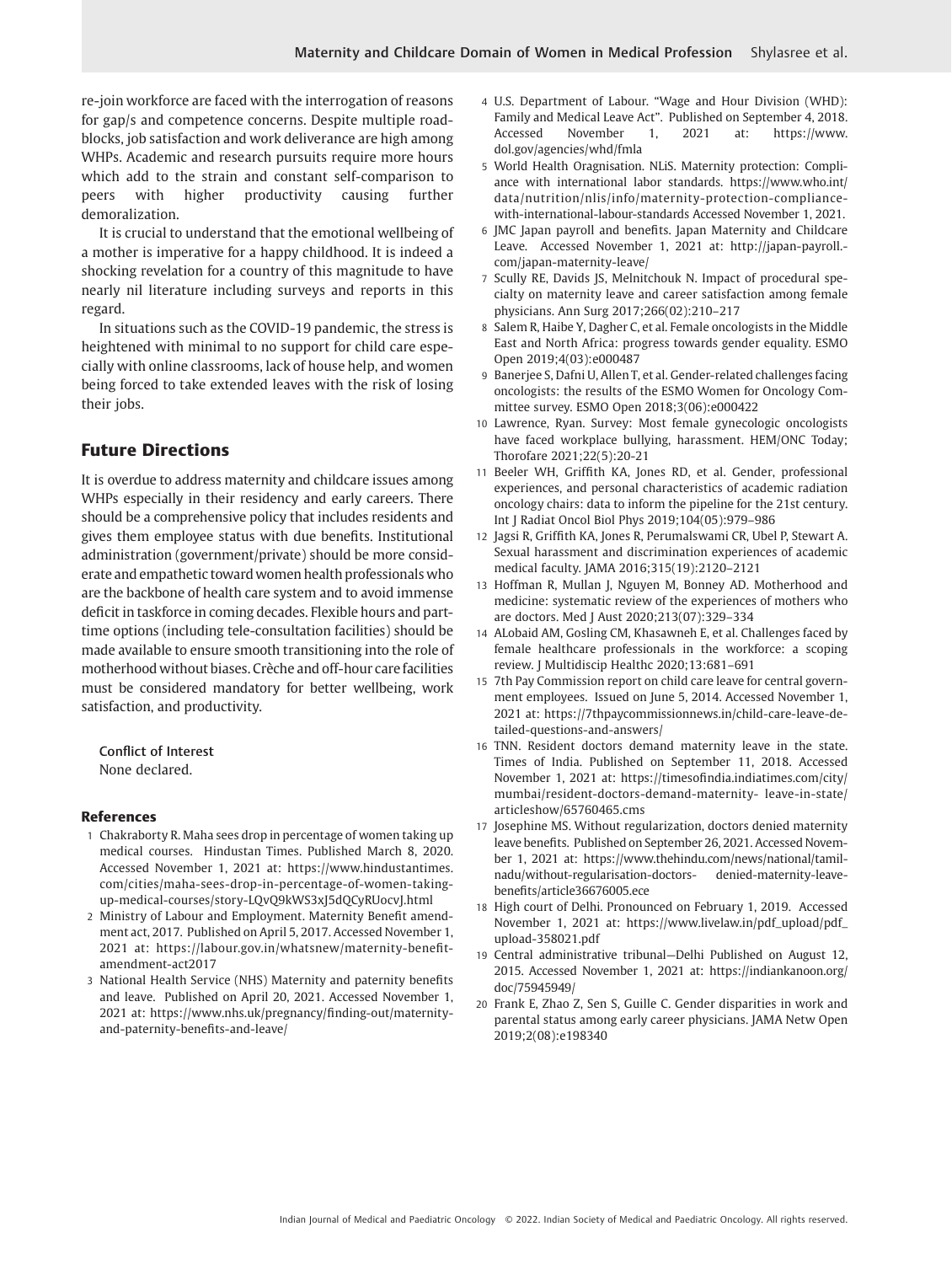re-join workforce are faced with the interrogation of reasons for gap/s and competence concerns. Despite multiple roadblocks, job satisfaction and work deliverance are high among WHPs. Academic and research pursuits require more hours which add to the strain and constant self-comparison to peers with higher productivity causing further demoralization.

It is crucial to understand that the emotional wellbeing of a mother is imperative for a happy childhood. It is indeed a shocking revelation for a country of this magnitude to have nearly nil literature including surveys and reports in this regard.

In situations such as the COVID-19 pandemic, the stress is heightened with minimal to no support for child care especially with online classrooms, lack of house help, and women being forced to take extended leaves with the risk of losing their jobs.

## Future Directions

It is overdue to address maternity and childcare issues among WHPs especially in their residency and early careers. There should be a comprehensive policy that includes residents and gives them employee status with due benefits. Institutional administration (government/private) should be more considerate and empathetic toward women health professionals who are the backbone of health care system and to avoid immense deficit in taskforce in coming decades. Flexible hours and part-time options (including tele-consultation facilities) should be made available to ensure smooth transitioning into the role of motherhood without biases. Crèche and off-hour care facilities must be considered mandatory for better wellbeing, work satisfaction, and productivity.

**Conflict of Interest**
None declared.

## References

1. Chakraborty R. Maha sees drop in percentage of women taking up medical courses. Hindustan Times. Published March 8, 2020. Accessed November 1, 2021 at: https://www.hindustantimes.com/cities/maha-sees-drop-in-percentage-of-women-taking-up-medical-courses/story-LQvQ9kWS3xJ5dQCyRUocvJ.html
2. Ministry of Labour and Employment. Maternity Benefit amendment act, 2017. Published on April 5, 2017. Accessed November 1, 2021 at: https://labour.gov.in/whatsnew/maternity-benefit-amendment-act2017
3. National Health Service (NHS) Maternity and paternity benefits and leave. Published on April 20, 2021. Accessed November 1, 2021 at: https://www.nhs.uk/pregnancy/finding-out/maternity-and-paternity-benefits-and-leave/
4. U.S. Department of Labour. "Wage and Hour Division (WHD): Family and Medical Leave Act". Published on September 4, 2018. Accessed November 1, 2021 at: https://www.dol.gov/agencies/whd/fmla
5. World Health Oragnisation. NLiS. Maternity protection: Compliance with international labor standards. https://www.who.int/data/nutrition/nlis/info/maternity-protection-compliance-with-international-labour-standards Accessed November 1, 2021.
6. JMC Japan payroll and benefits. Japan Maternity and Childcare Leave. Accessed November 1, 2021 at: http://japan-payroll.com/japan-maternity-leave/
7. Scully RE, Davids JS, Melnitchouk N. Impact of procedural specialty on maternity leave and career satisfaction among female physicians. Ann Surg 2017;266(02):210–217
8. Salem R, Haibe Y, Dagher C, et al. Female oncologists in the Middle East and North Africa: progress towards gender equality. ESMO Open 2019;4(03):e000487
9. Banerjee S, Dafni U, Allen T, et al. Gender-related challenges facing oncologists: the results of the ESMO Women for Oncology Committee survey. ESMO Open 2018;3(06):e000422
10. Lawrence, Ryan. Survey: Most female gynecologic oncologists have faced workplace bullying, harassment. HEM/ONC Today; Thorofare 2021;22(5):20–21
11. Beeler WH, Griffith KA, Jones RD, et al. Gender, professional experiences, and personal characteristics of academic radiation oncology chairs: data to inform the pipeline for the 21st century. Int J Radiat Oncol Biol Phys 2019;104(05):979–986
12. Jagsi R, Griffith KA, Jones R, Perumalswami CR, Ubel P, Stewart A. Sexual harassment and discrimination experiences of academic medical faculty. JAMA 2016;315(19):2120–2121
13. Hoffman R, Mullan J, Nguyen M, Bonney AD. Motherhood and medicine: systematic review of the experiences of mothers who are doctors. Med J Aust 2020;213(07):329–334
14. ALobaid AM, Gosling CM, Khasawneh E, et al. Challenges faced by female healthcare professionals in the workforce: a scoping review. J Multidiscip Healthc 2020;13:681–691
15. 7th Pay Commission report on child care leave for central government employees. Issued on June 5, 2014. Accessed November 1, 2021 at: https://7thpaycommissionnews.in/child-care-leave-detailed-questions-and-answers/
16. TNN. Resident doctors demand maternity leave in the state. Times of India. Published on September 11, 2018. Accessed November 1, 2021 at: https://timesofindia.indiatimes.com/city/mumbai/resident-doctors-demand-maternity- leave-in-state/articleshow/65760465.cms
17. Josephine MS. Without regularization, doctors denied maternity leave benefits. Published on September 26, 2021. Accessed November 1, 2021 at: https://www.thehindu.com/news/national/tamil-nadu/without-regularisation-doctors- denied-maternity-leave-benefits/article36676005.ece
18. High court of Delhi. Pronounced on February 1, 2019. Accessed November 1, 2021 at: https://www.livelaw.in/pdf_upload/pdf_upload-358021.pdf
19. Central administrative tribunal—Delhi Published on August 12, 2015. Accessed November 1, 2021 at: https://indiankanoon.org/doc/75945949/
20. Frank E, Zhao Z, Sen S, Guille C. Gender disparities in work and parental status among early career physicians. JAMA Netw Open 2019;2(08):e198340